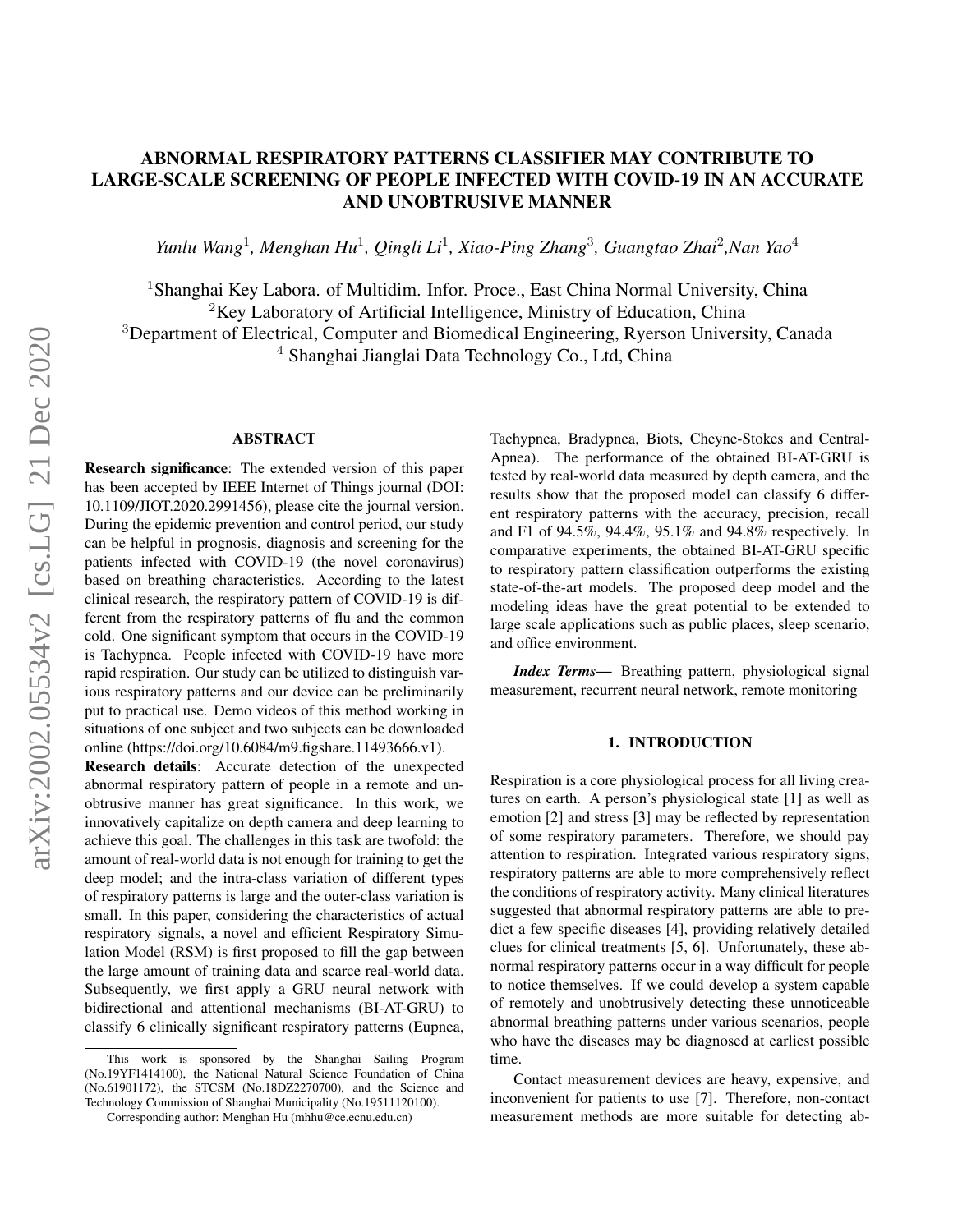# ABNORMAL RESPIRATORY PATTERNS CLASSIFIER MAY CONTRIBUTE TO LARGE-SCALE SCREENING OF PEOPLE INFECTED WITH COVID-19 IN AN ACCURATE AND UNOBTRUSIVE MANNER

*Yunlu Wang*[1], *Menghan Hu*[1], *Qingli Li*[1], *Xiao-Ping Zhang*[3], *Guangtao Zhai*[2], *Nan Yao*[4]

[1]Shanghai Key Labora. of Multidim. Infor. Proce., East China Normal University, China
[2]Key Laboratory of Artificial Intelligence, Ministry of Education, China
[3]Department of Electrical, Computer and Biomedical Engineering, Ryerson University, Canada
[4] Shanghai Jianglai Data Technology Co., Ltd, China

## ABSTRACT

**Research significance**: The extended version of this paper has been accepted by IEEE Internet of Things journal (DOI: 10.1109/JIOT.2020.2991456), please cite the journal version. During the epidemic prevention and control period, our study can be helpful in prognosis, diagnosis and screening for the patients infected with COVID-19 (the novel coronavirus) based on breathing characteristics. According to the latest clinical research, the respiratory pattern of COVID-19 is different from the respiratory patterns of flu and the common cold. One significant symptom that occurs in the COVID-19 is Tachypnea. People infected with COVID-19 have more rapid respiration. Our study can be utilized to distinguish various respiratory patterns and our device can be preliminarily put to practical use. Demo videos of this method working in situations of one subject and two subjects can be downloaded online (https://doi.org/10.6084/m9.figshare.11493666.v1).

**Research details**: Accurate detection of the unexpected abnormal respiratory pattern of people in a remote and unobtrusive manner has great significance. In this work, we innovatively capitalize on depth camera and deep learning to achieve this goal. The challenges in this task are twofold: the amount of real-world data is not enough for training to get the deep model; and the intra-class variation of different types of respiratory patterns is large and the outer-class variation is small. In this paper, considering the characteristics of actual respiratory signals, a novel and efficient Respiratory Simulation Model (RSM) is first proposed to fill the gap between the large amount of training data and scarce real-world data. Subsequently, we first apply a GRU neural network with bidirectional and attentional mechanisms (BI-AT-GRU) to classify 6 clinically significant respiratory patterns (Eupnea, Tachypnea, Bradypnea, Biots, Cheyne-Stokes and Central-Apnea). The performance of the obtained BI-AT-GRU is tested by real-world data measured by depth camera, and the results show that the proposed model can classify 6 different respiratory patterns with the accuracy, precision, recall and F1 of 94.5%, 94.4%, 95.1% and 94.8% respectively. In comparative experiments, the obtained BI-AT-GRU specific to respiratory pattern classification outperforms the existing state-of-the-art models. The proposed deep model and the modeling ideas have the great potential to be extended to large scale applications such as public places, sleep scenario, and office environment.

***Index Terms*—** Breathing pattern, physiological signal measurement, recurrent neural network, remote monitoring

## 1. INTRODUCTION

Respiration is a core physiological process for all living creatures on earth. A person's physiological state [1] as well as emotion [2] and stress [3] may be reflected by representation of some respiratory parameters. Therefore, we should pay attention to respiration. Integrated various respiratory signs, respiratory patterns are able to more comprehensively reflect the conditions of respiratory activity. Many clinical literatures suggested that abnormal respiratory patterns are able to predict a few specific diseases [4], providing relatively detailed clues for clinical treatments [5, 6]. Unfortunately, these abnormal respiratory patterns occur in a way difficult for people to notice themselves. If we could develop a system capable of remotely and unobtrusively detecting these unnoticeable abnormal breathing patterns under various scenarios, people who have the diseases may be diagnosed at earliest possible time.

Contact measurement devices are heavy, expensive, and inconvenient for patients to use [7]. Therefore, non-contact measurement methods are more suitable for detecting ab-

This work is sponsored by the Shanghai Sailing Program (No.19YF1414100), the National Natural Science Foundation of China (No.61901172), the STCSM (No.18DZ2270700), and the Science and Technology Commission of Shanghai Municipality (No.19511120100).

Corresponding author: Menghan Hu (mhhu@ce.ecnu.edu.cn)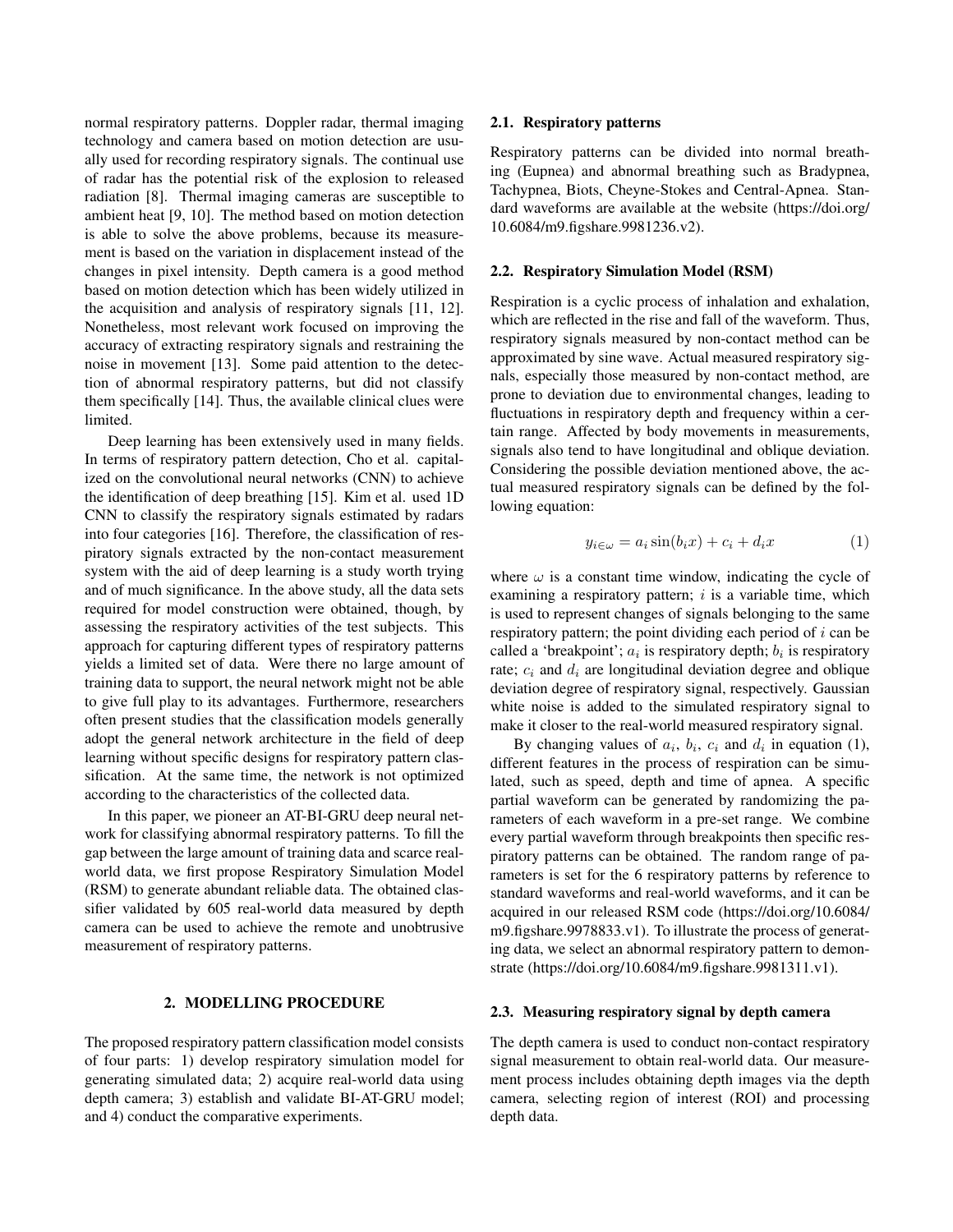normal respiratory patterns. Doppler radar, thermal imaging technology and camera based on motion detection are usually used for recording respiratory signals. The continual use of radar has the potential risk of the explosion to released radiation [8]. Thermal imaging cameras are susceptible to ambient heat [9, 10]. The method based on motion detection is able to solve the above problems, because its measurement is based on the variation in displacement instead of the changes in pixel intensity. Depth camera is a good method based on motion detection which has been widely utilized in the acquisition and analysis of respiratory signals [11, 12]. Nonetheless, most relevant work focused on improving the accuracy of extracting respiratory signals and restraining the noise in movement [13]. Some paid attention to the detection of abnormal respiratory patterns, but did not classify them specifically [14]. Thus, the available clinical clues were limited.

Deep learning has been extensively used in many fields. In terms of respiratory pattern detection, Cho et al. capitalized on the convolutional neural networks (CNN) to achieve the identification of deep breathing [15]. Kim et al. used 1D CNN to classify the respiratory signals estimated by radars into four categories [16]. Therefore, the classification of respiratory signals extracted by the non-contact measurement system with the aid of deep learning is a study worth trying and of much significance. In the above study, all the data sets required for model construction were obtained, though, by assessing the respiratory activities of the test subjects. This approach for capturing different types of respiratory patterns yields a limited set of data. Were there no large amount of training data to support, the neural network might not be able to give full play to its advantages. Furthermore, researchers often present studies that the classification models generally adopt the general network architecture in the field of deep learning without specific designs for respiratory pattern classification. At the same time, the network is not optimized according to the characteristics of the collected data.

In this paper, we pioneer an AT-BI-GRU deep neural network for classifying abnormal respiratory patterns. To fill the gap between the large amount of training data and scarce real-world data, we first propose Respiratory Simulation Model (RSM) to generate abundant reliable data. The obtained classifier validated by 605 real-world data measured by depth camera can be used to achieve the remote and unobtrusive measurement of respiratory patterns.

## 2. MODELLING PROCEDURE

The proposed respiratory pattern classification model consists of four parts: 1) develop respiratory simulation model for generating simulated data; 2) acquire real-world data using depth camera; 3) establish and validate BI-AT-GRU model; and 4) conduct the comparative experiments.

### 2.1. Respiratory patterns

Respiratory patterns can be divided into normal breathing (Eupnea) and abnormal breathing such as Bradypnea, Tachypnea, Biots, Cheyne-Stokes and Central-Apnea. Standard waveforms are available at the website (https://doi.org/10.6084/m9.figshare.9981236.v2).

### 2.2. Respiratory Simulation Model (RSM)

Respiration is a cyclic process of inhalation and exhalation, which are reflected in the rise and fall of the waveform. Thus, respiratory signals measured by non-contact method can be approximated by sine wave. Actual measured respiratory signals, especially those measured by non-contact method, are prone to deviation due to environmental changes, leading to fluctuations in respiratory depth and frequency within a certain range. Affected by body movements in measurements, signals also tend to have longitudinal and oblique deviation. Considering the possible deviation mentioned above, the actual measured respiratory signals can be defined by the following equation:

$$y_{i \in \omega} = a_i \sin(b_i x) + c_i + d_i x \tag{1}$$

where $\omega$ is a constant time window, indicating the cycle of examining a respiratory pattern; $i$ is a variable time, which is used to represent changes of signals belonging to the same respiratory pattern; the point dividing each period of $i$ can be called a 'breakpoint'; $a_i$ is respiratory depth; $b_i$ is respiratory rate; $c_i$ and $d_i$ are longitudinal deviation degree and oblique deviation degree of respiratory signal, respectively. Gaussian white noise is added to the simulated respiratory signal to make it closer to the real-world measured respiratory signal.

By changing values of $a_i$, $b_i$, $c_i$ and $d_i$ in equation (1), different features in the process of respiration can be simulated, such as speed, depth and time of apnea. A specific partial waveform can be generated by randomizing the parameters of each waveform in a pre-set range. We combine every partial waveform through breakpoints then specific respiratory patterns can be obtained. The random range of parameters is set for the 6 respiratory patterns by reference to standard waveforms and real-world waveforms, and it can be acquired in our released RSM code (https://doi.org/10.6084/m9.figshare.9978833.v1). To illustrate the process of generating data, we select an abnormal respiratory pattern to demonstrate (https://doi.org/10.6084/m9.figshare.9981311.v1).

### 2.3. Measuring respiratory signal by depth camera

The depth camera is used to conduct non-contact respiratory signal measurement to obtain real-world data. Our measurement process includes obtaining depth images via the depth camera, selecting region of interest (ROI) and processing depth data.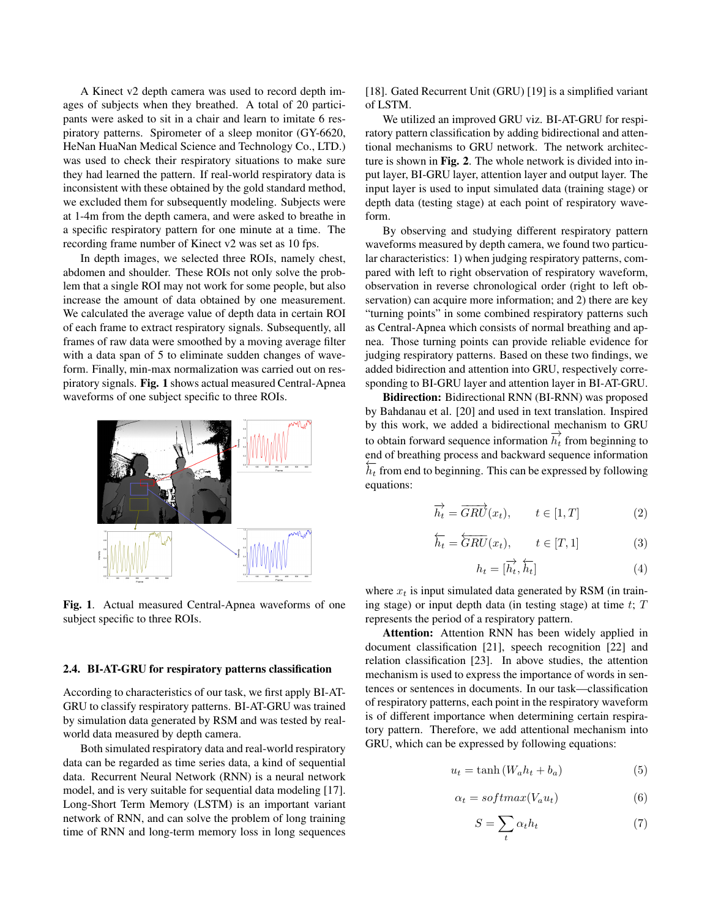A Kinect v2 depth camera was used to record depth images of subjects when they breathed. A total of 20 participants were asked to sit in a chair and learn to imitate 6 respiratory patterns. Spirometer of a sleep monitor (GY-6620, HeNan HuaNan Medical Science and Technology Co., LTD.) was used to check their respiratory situations to make sure they had learned the pattern. If real-world respiratory data is inconsistent with these obtained by the gold standard method, we excluded them for subsequently modeling. Subjects were at 1-4m from the depth camera, and were asked to breathe in a specific respiratory pattern for one minute at a time. The recording frame number of Kinect v2 was set as 10 fps.

In depth images, we selected three ROIs, namely chest, abdomen and shoulder. These ROIs not only solve the problem that a single ROI may not work for some people, but also increase the amount of data obtained by one measurement. We calculated the average value of depth data in certain ROI of each frame to extract respiratory signals. Subsequently, all frames of raw data were smoothed by a moving average filter with a data span of 5 to eliminate sudden changes of waveform. Finally, min-max normalization was carried out on respiratory signals. **Fig. 1** shows actual measured Central-Apnea waveforms of one subject specific to three ROIs.

**Fig. 1**. Actual measured Central-Apnea waveforms of one subject specific to three ROIs.

### 2.4. BI-AT-GRU for respiratory patterns classification

According to characteristics of our task, we first apply BI-AT-GRU to classify respiratory patterns. BI-AT-GRU was trained by simulation data generated by RSM and was tested by real-world data measured by depth camera.

Both simulated respiratory data and real-world respiratory data can be regarded as time series data, a kind of sequential data. Recurrent Neural Network (RNN) is a neural network model, and is very suitable for sequential data modeling [17]. Long-Short Term Memory (LSTM) is an important variant network of RNN, and can solve the problem of long training time of RNN and long-term memory loss in long sequences [18]. Gated Recurrent Unit (GRU) [19] is a simplified variant of LSTM.

We utilized an improved GRU viz. BI-AT-GRU for respiratory pattern classification by adding bidirectional and attentional mechanisms to GRU network. The network architecture is shown in **Fig. 2**. The whole network is divided into input layer, BI-GRU layer, attention layer and output layer. The input layer is used to input simulated data (training stage) or depth data (testing stage) at each point of respiratory waveform.

By observing and studying different respiratory pattern waveforms measured by depth camera, we found two particular characteristics: 1) when judging respiratory patterns, compared with left to right observation of respiratory waveform, observation in reverse chronological order (right to left observation) can acquire more information; and 2) there are key "turning points" in some combined respiratory patterns such as Central-Apnea which consists of normal breathing and apnea. Those turning points can provide reliable evidence for judging respiratory patterns. Based on these two findings, we added bidirection and attention into GRU, respectively corresponding to BI-GRU layer and attention layer in BI-AT-GRU.

**Bidirection:** Bidirectional RNN (BI-RNN) was proposed by Bahdanau et al. [20] and used in text translation. Inspired by this work, we added a bidirectional mechanism to GRU to obtain forward sequence information $\overrightarrow{h_t}$ from beginning to end of breathing process and backward sequence information $\overleftarrow{h_t}$ from end to beginning. This can be expressed by following equations:

$$\overrightarrow{h_t} = \overrightarrow{GRU}(x_t), \qquad t \in [1, T] \tag{2}$$

$$\overleftarrow{h_t} = \overleftarrow{GRU}(x_t), \qquad t \in [T, 1] \tag{3}$$

$$h_t = [\overrightarrow{h_t}, \overleftarrow{h_t}] \tag{4}$$

where $x_t$ is input simulated data generated by RSM (in training stage) or input depth data (in testing stage) at time $t$; $T$ represents the period of a respiratory pattern.

**Attention:** Attention RNN has been widely applied in document classification [21], speech recognition [22] and relation classification [23]. In above studies, the attention mechanism is used to express the importance of words in sentences or sentences in documents. In our task—classification of respiratory patterns, each point in the respiratory waveform is of different importance when determining certain respiratory pattern. Therefore, we add attentional mechanism into GRU, which can be expressed by following equations:

$$u_t = \tanh\left(W_a h_t + b_a\right) \tag{5}$$

$$\alpha_t = softmax(V_a u_t) \tag{6}$$

$$S = \sum_t \alpha_t h_t \tag{7}$$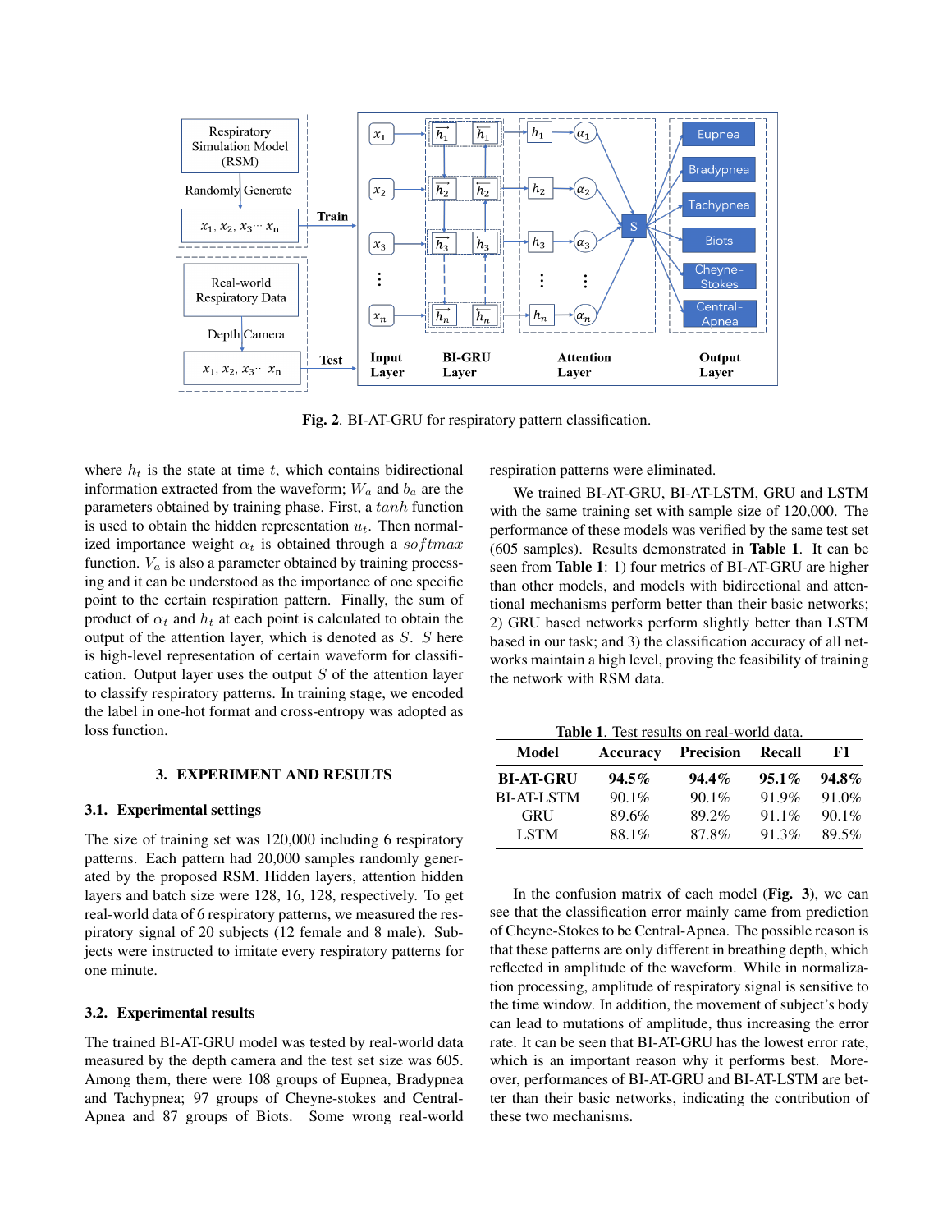**Fig. 2**. BI-AT-GRU for respiratory pattern classification.

where $h_t$ is the state at time $t$, which contains bidirectional information extracted from the waveform; $W_a$ and $b_a$ are the parameters obtained by training phase. First, a $tanh$ function is used to obtain the hidden representation $u_t$. Then normalized importance weight $\alpha_t$ is obtained through a $softmax$ function. $V_a$ is also a parameter obtained by training processing and it can be understood as the importance of one specific point to the certain respiration pattern. Finally, the sum of product of $\alpha_t$ and $h_t$ at each point is calculated to obtain the output of the attention layer, which is denoted as $S$. $S$ here is high-level representation of certain waveform for classification. Output layer uses the output $S$ of the attention layer to classify respiratory patterns. In training stage, we encoded the label in one-hot format and cross-entropy was adopted as loss function.

## 3. EXPERIMENT AND RESULTS

### 3.1. Experimental settings

The size of training set was 120,000 including 6 respiratory patterns. Each pattern had 20,000 samples randomly generated by the proposed RSM. Hidden layers, attention hidden layers and batch size were 128, 16, 128, respectively. To get real-world data of 6 respiratory patterns, we measured the respiratory signal of 20 subjects (12 female and 8 male). Subjects were instructed to imitate every respiratory patterns for one minute.

### 3.2. Experimental results

The trained BI-AT-GRU model was tested by real-world data measured by the depth camera and the test set size was 605. Among them, there were 108 groups of Eupnea, Bradypnea and Tachypnea; 97 groups of Cheyne-stokes and Central-Apnea and 87 groups of Biots. Some wrong real-world respiration patterns were eliminated.

We trained BI-AT-GRU, BI-AT-LSTM, GRU and LSTM with the same training set with sample size of 120,000. The performance of these models was verified by the same test set (605 samples). Results demonstrated in **Table 1**. It can be seen from **Table 1**: 1) four metrics of BI-AT-GRU are higher than other models, and models with bidirectional and attentional mechanisms perform better than their basic networks; 2) GRU based networks perform slightly better than LSTM based in our task; and 3) the classification accuracy of all networks maintain a high level, proving the feasibility of training the network with RSM data.

**Table 1**. Test results on real-world data.

| Model | Accuracy | Precision | Recall | F1 |
|---|---|---|---|---|
| **BI-AT-GRU** | **94.5%** | **94.4%** | **95.1%** | **94.8%** |
| BI-AT-LSTM | 90.1% | 90.1% | 91.9% | 91.0% |
| GRU | 89.6% | 89.2% | 91.1% | 90.1% |
| LSTM | 88.1% | 87.8% | 91.3% | 89.5% |

In the confusion matrix of each model (**Fig. 3**), we can see that the classification error mainly came from prediction of Cheyne-Stokes to be Central-Apnea. The possible reason is that these patterns are only different in breathing depth, which reflected in amplitude of the waveform. While in normalization processing, amplitude of respiratory signal is sensitive to the time window. In addition, the movement of subject's body can lead to mutations of amplitude, thus increasing the error rate. It can be seen that BI-AT-GRU has the lowest error rate, which is an important reason why it performs best. Moreover, performances of BI-AT-GRU and BI-AT-LSTM are better than their basic networks, indicating the contribution of these two mechanisms.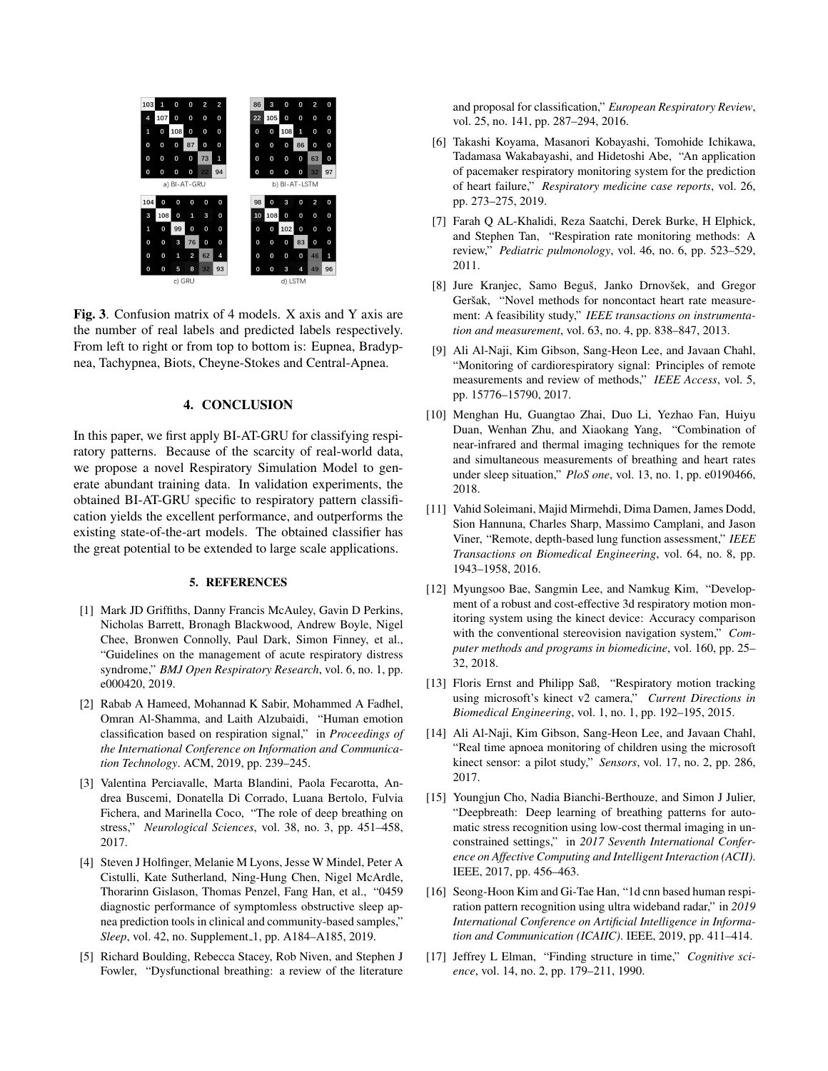| 103 | 1 | 0 | 0 | 2 | 2 |
|---|---|---|---|---|---|
| 4 | 107 | 0 | 0 | 0 | 0 |
| 1 | 0 | 108 | 0 | 0 | 0 |
| 0 | 0 | 0 | 87 | 0 | 0 |
| 0 | 0 | 0 | 0 | 73 | 1 |
| 0 | 0 | 0 | 0 | 22 | 94 |

a) BI-AT-GRU

| 86 | 3 | 0 | 0 | 2 | 0 |
|---|---|---|---|---|---|
| 22 | 105 | 0 | 0 | 0 | 0 |
| 0 | 0 | 108 | 1 | 0 | 0 |
| 0 | 0 | 0 | 86 | 0 | 0 |
| 0 | 0 | 0 | 0 | 63 | 0 |
| 0 | 0 | 0 | 0 | 32 | 97 |

b) BI-AT-LSTM

| 104 | 0 | 0 | 0 | 0 | 0 |
|---|---|---|---|---|---|
| 3 | 108 | 0 | 1 | 3 | 0 |
| 1 | 0 | 99 | 0 | 0 | 0 |
| 0 | 0 | 3 | 76 | 0 | 0 |
| 0 | 0 | 1 | 2 | 62 | 4 |
| 0 | 0 | 5 | 8 | 32 | 93 |

c) GRU

| 98 | 0 | 3 | 0 | 2 | 0 |
|---|---|---|---|---|---|
| 10 | 108 | 0 | 0 | 0 | 0 |
| 0 | 0 | 102 | 0 | 0 | 0 |
| 0 | 0 | 0 | 83 | 0 | 0 |
| 0 | 0 | 0 | 0 | 46 | 1 |
| 0 | 0 | 3 | 4 | 49 | 96 |

d) LSTM

**Fig. 3**. Confusion matrix of 4 models. X axis and Y axis are the number of real labels and predicted labels respectively. From left to right or from top to bottom is: Eupnea, Bradypnea, Tachypnea, Biots, Cheyne-Stokes and Central-Apnea.

## 4. CONCLUSION

In this paper, we first apply BI-AT-GRU for classifying respiratory patterns. Because of the scarcity of real-world data, we propose a novel Respiratory Simulation Model to generate abundant training data. In validation experiments, the obtained BI-AT-GRU specific to respiratory pattern classification yields the excellent performance, and outperforms the existing state-of-the-art models. The obtained classifier has the great potential to be extended to large scale applications.

## 5. REFERENCES

[1] Mark JD Griffiths, Danny Francis McAuley, Gavin D Perkins, Nicholas Barrett, Bronagh Blackwood, Andrew Boyle, Nigel Chee, Bronwen Connolly, Paul Dark, Simon Finney, et al., "Guidelines on the management of acute respiratory distress syndrome," *BMJ Open Respiratory Research*, vol. 6, no. 1, pp. e000420, 2019.

[2] Rabab A Hameed, Mohannad K Sabir, Mohammed A Fadhel, Omran Al-Shamma, and Laith Alzubaidi, "Human emotion classification based on respiration signal," in *Proceedings of the International Conference on Information and Communication Technology*. ACM, 2019, pp. 239–245.

[3] Valentina Perciavalle, Marta Blandini, Paola Fecarotta, Andrea Buscemi, Donatella Di Corrado, Luana Bertolo, Fulvia Fichera, and Marinella Coco, "The role of deep breathing on stress," *Neurological Sciences*, vol. 38, no. 3, pp. 451–458, 2017.

[4] Steven J Holfinger, Melanie M Lyons, Jesse W Mindel, Peter A Cistulli, Kate Sutherland, Ning-Hung Chen, Nigel McArdle, Thorarinn Gislason, Thomas Penzel, Fang Han, et al., "0459 diagnostic performance of symptomless obstructive sleep apnea prediction tools in clinical and community-based samples," *Sleep*, vol. 42, no. Supplement_1, pp. A184–A185, 2019.

[5] Richard Boulding, Rebecca Stacey, Rob Niven, and Stephen J Fowler, "Dysfunctional breathing: a review of the literature and proposal for classification," *European Respiratory Review*, vol. 25, no. 141, pp. 287–294, 2016.

[6] Takashi Koyama, Masanori Kobayashi, Tomohide Ichikawa, Tadamasa Wakabayashi, and Hidetoshi Abe, "An application of pacemaker respiratory monitoring system for the prediction of heart failure," *Respiratory medicine case reports*, vol. 26, pp. 273–275, 2019.

[7] Farah Q AL-Khalidi, Reza Saatchi, Derek Burke, H Elphick, and Stephen Tan, "Respiration rate monitoring methods: A review," *Pediatric pulmonology*, vol. 46, no. 6, pp. 523–529, 2011.

[8] Jure Kranjec, Samo Beguš, Janko Drnovšek, and Gregor Geršak, "Novel methods for noncontact heart rate measurement: A feasibility study," *IEEE transactions on instrumentation and measurement*, vol. 63, no. 4, pp. 838–847, 2013.

[9] Ali Al-Naji, Kim Gibson, Sang-Heon Lee, and Javaan Chahl, "Monitoring of cardiorespiratory signal: Principles of remote measurements and review of methods," *IEEE Access*, vol. 5, pp. 15776–15790, 2017.

[10] Menghan Hu, Guangtao Zhai, Duo Li, Yezhao Fan, Huiyu Duan, Wenhan Zhu, and Xiaokang Yang, "Combination of near-infrared and thermal imaging techniques for the remote and simultaneous measurements of breathing and heart rates under sleep situation," *PloS one*, vol. 13, no. 1, pp. e0190466, 2018.

[11] Vahid Soleimani, Majid Mirmehdi, Dima Damen, James Dodd, Sion Hannuna, Charles Sharp, Massimo Camplani, and Jason Viner, "Remote, depth-based lung function assessment," *IEEE Transactions on Biomedical Engineering*, vol. 64, no. 8, pp. 1943–1958, 2016.

[12] Myungsoo Bae, Sangmin Lee, and Namkug Kim, "Development of a robust and cost-effective 3d respiratory motion monitoring system using the kinect device: Accuracy comparison with the conventional stereovision navigation system," *Computer methods and programs in biomedicine*, vol. 160, pp. 25–32, 2018.

[13] Floris Ernst and Philipp Saß, "Respiratory motion tracking using microsoft's kinect v2 camera," *Current Directions in Biomedical Engineering*, vol. 1, no. 1, pp. 192–195, 2015.

[14] Ali Al-Naji, Kim Gibson, Sang-Heon Lee, and Javaan Chahl, "Real time apnoea monitoring of children using the microsoft kinect sensor: a pilot study," *Sensors*, vol. 17, no. 2, pp. 286, 2017.

[15] Youngjun Cho, Nadia Bianchi-Berthouze, and Simon J Julier, "Deepbreath: Deep learning of breathing patterns for automatic stress recognition using low-cost thermal imaging in unconstrained settings," in *2017 Seventh International Conference on Affective Computing and Intelligent Interaction (ACII)*. IEEE, 2017, pp. 456–463.

[16] Seong-Hoon Kim and Gi-Tae Han, "1d cnn based human respiration pattern recognition using ultra wideband radar," in *2019 International Conference on Artificial Intelligence in Information and Communication (ICAIIC)*. IEEE, 2019, pp. 411–414.

[17] Jeffrey L Elman, "Finding structure in time," *Cognitive science*, vol. 14, no. 2, pp. 179–211, 1990.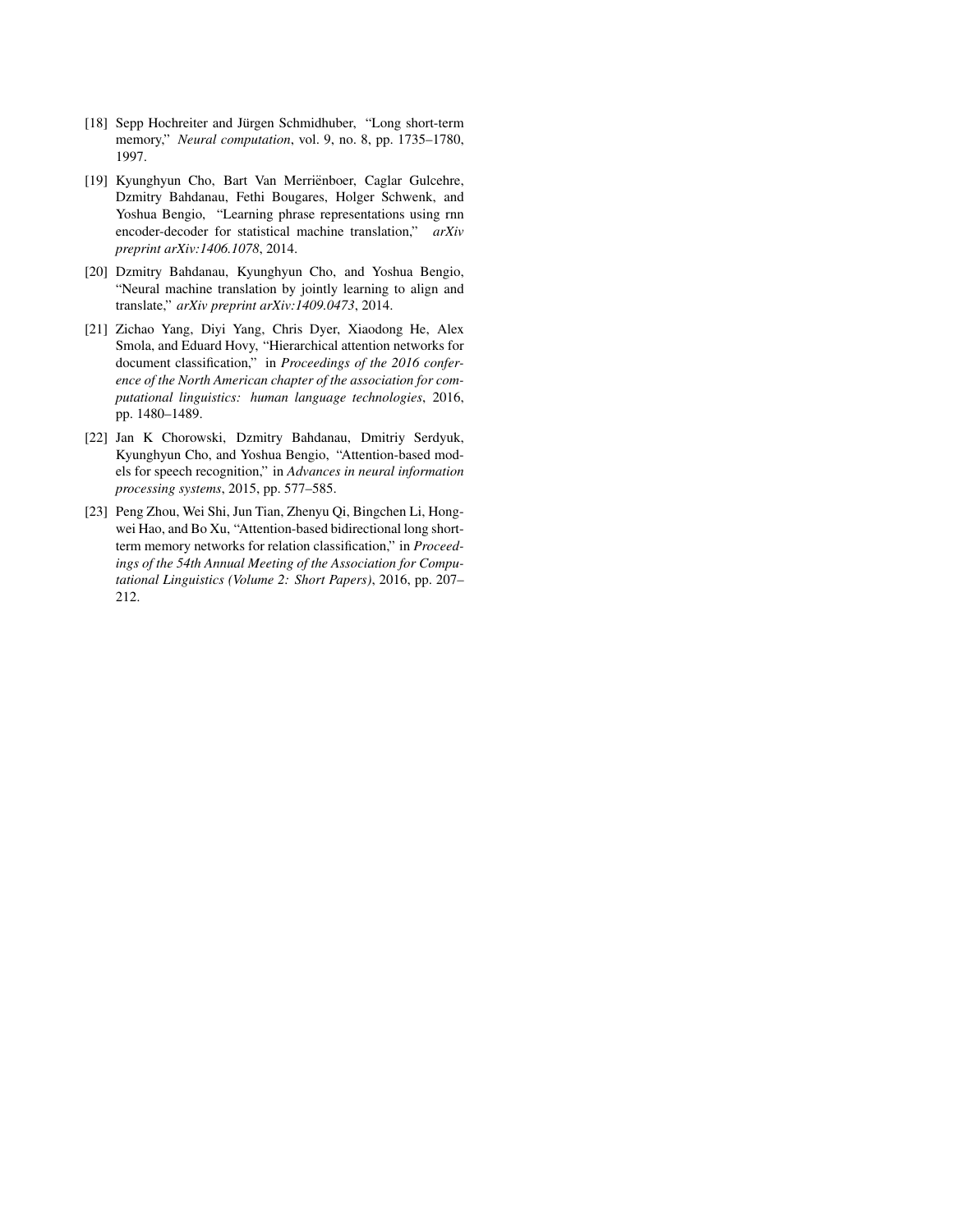[18] Sepp Hochreiter and Jürgen Schmidhuber, "Long short-term memory," *Neural computation*, vol. 9, no. 8, pp. 1735–1780, 1997.

[19] Kyunghyun Cho, Bart Van Merriënboer, Caglar Gulcehre, Dzmitry Bahdanau, Fethi Bougares, Holger Schwenk, and Yoshua Bengio, "Learning phrase representations using rnn encoder-decoder for statistical machine translation," *arXiv preprint arXiv:1406.1078*, 2014.

[20] Dzmitry Bahdanau, Kyunghyun Cho, and Yoshua Bengio, "Neural machine translation by jointly learning to align and translate," *arXiv preprint arXiv:1409.0473*, 2014.

[21] Zichao Yang, Diyi Yang, Chris Dyer, Xiaodong He, Alex Smola, and Eduard Hovy, "Hierarchical attention networks for document classification," in *Proceedings of the 2016 conference of the North American chapter of the association for computational linguistics: human language technologies*, 2016, pp. 1480–1489.

[22] Jan K Chorowski, Dzmitry Bahdanau, Dmitriy Serdyuk, Kyunghyun Cho, and Yoshua Bengio, "Attention-based models for speech recognition," in *Advances in neural information processing systems*, 2015, pp. 577–585.

[23] Peng Zhou, Wei Shi, Jun Tian, Zhenyu Qi, Bingchen Li, Hongwei Hao, and Bo Xu, "Attention-based bidirectional long short-term memory networks for relation classification," in *Proceedings of the 54th Annual Meeting of the Association for Computational Linguistics (Volume 2: Short Papers)*, 2016, pp. 207–212.